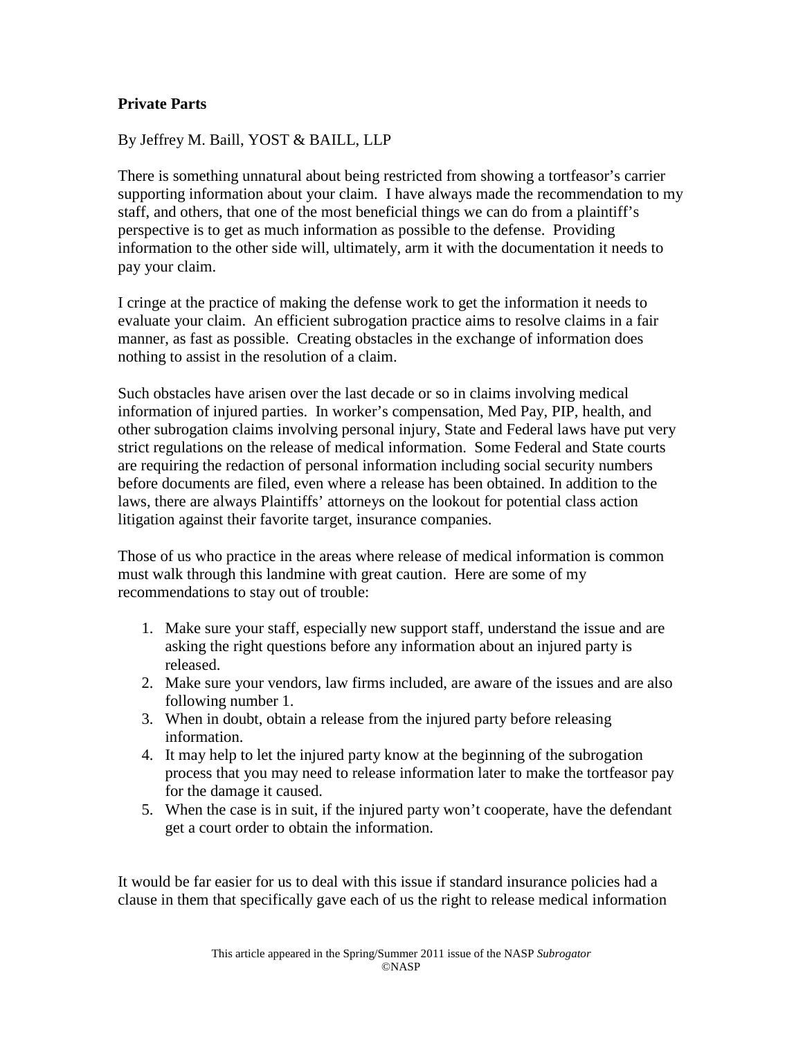**Private Parts**

By Jeffrey M. Baill, YOST & BAILL, LLP

There is something unnatural about being restricted from showing a tortfeasor's carrier supporting information about your claim. I have always made the recommendation to my staff, and others, that one of the most beneficial things we can do from a plaintiff's perspective is to get as much information as possible to the defense. Providing information to the other side will, ultimately, arm it with the documentation it needs to pay your claim.

I cringe at the practice of making the defense work to get the information it needs to evaluate your claim. An efficient subrogation practice aims to resolve claims in a fair manner, as fast as possible. Creating obstacles in the exchange of information does nothing to assist in the resolution of a claim.

Such obstacles have arisen over the last decade or so in claims involving medical information of injured parties. In worker's compensation, Med Pay, PIP, health, and other subrogation claims involving personal injury, State and Federal laws have put very strict regulations on the release of medical information. Some Federal and State courts are requiring the redaction of personal information including social security numbers before documents are filed, even where a release has been obtained. In addition to the laws, there are always Plaintiffs' attorneys on the lookout for potential class action litigation against their favorite target, insurance companies.

Those of us who practice in the areas where release of medical information is common must walk through this landmine with great caution. Here are some of my recommendations to stay out of trouble:

1. Make sure your staff, especially new support staff, understand the issue and are asking the right questions before any information about an injured party is released.
2. Make sure your vendors, law firms included, are aware of the issues and are also following number 1.
3. When in doubt, obtain a release from the injured party before releasing information.
4. It may help to let the injured party know at the beginning of the subrogation process that you may need to release information later to make the tortfeasor pay for the damage it caused.
5. When the case is in suit, if the injured party won't cooperate, have the defendant get a court order to obtain the information.

It would be far easier for us to deal with this issue if standard insurance policies had a clause in them that specifically gave each of us the right to release medical information

This article appeared in the Spring/Summer 2011 issue of the NASP *Subrogator*
©NASP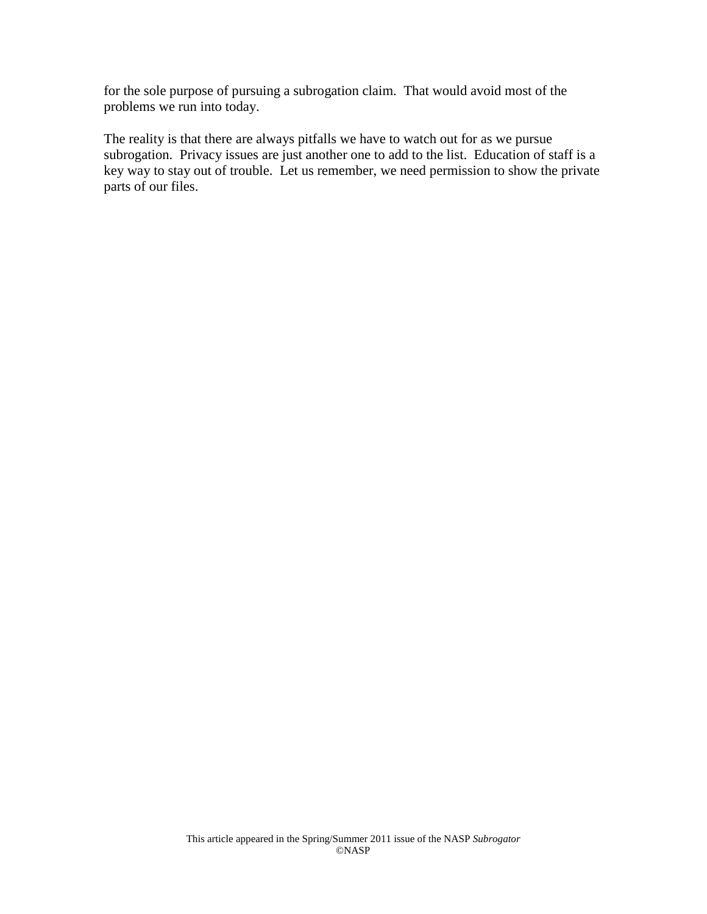for the sole purpose of pursuing a subrogation claim. That would avoid most of the problems we run into today.

The reality is that there are always pitfalls we have to watch out for as we pursue subrogation. Privacy issues are just another one to add to the list. Education of staff is a key way to stay out of trouble. Let us remember, we need permission to show the private parts of our files.

This article appeared in the Spring/Summer 2011 issue of the NASP *Subrogator*
©NASP